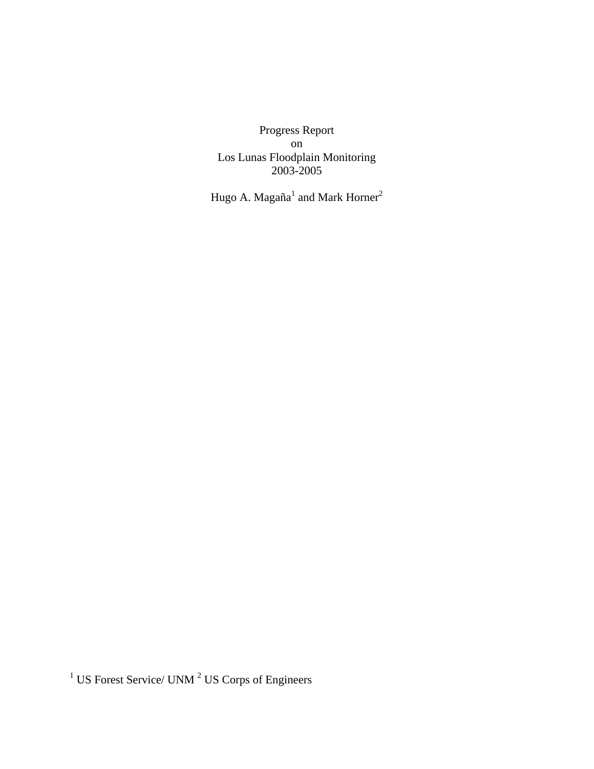# Progress Report on Los Lunas Floodplain Monitoring 2003-2005

Hugo A. Magaña[1] and Mark Horner[2]

[1] US Forest Service/ UNM [2] US Corps of Engineers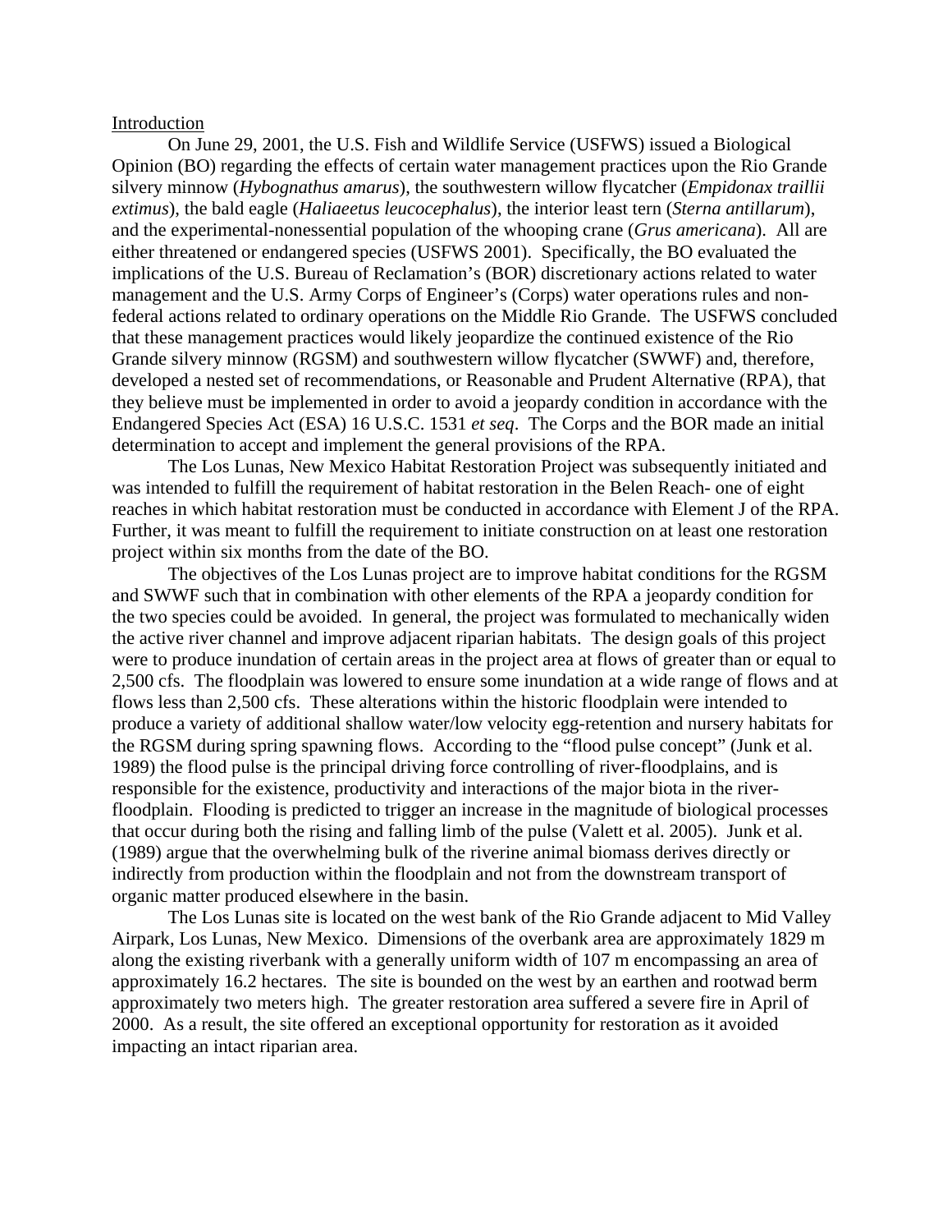## Introduction

On June 29, 2001, the U.S. Fish and Wildlife Service (USFWS) issued a Biological Opinion (BO) regarding the effects of certain water management practices upon the Rio Grande silvery minnow (*Hybognathus amarus*), the southwestern willow flycatcher (*Empidonax traillii extimus*), the bald eagle (*Haliaeetus leucocephalus*), the interior least tern (*Sterna antillarum*), and the experimental-nonessential population of the whooping crane (*Grus americana*). All are either threatened or endangered species (USFWS 2001). Specifically, the BO evaluated the implications of the U.S. Bureau of Reclamation's (BOR) discretionary actions related to water management and the U.S. Army Corps of Engineer's (Corps) water operations rules and non-federal actions related to ordinary operations on the Middle Rio Grande. The USFWS concluded that these management practices would likely jeopardize the continued existence of the Rio Grande silvery minnow (RGSM) and southwestern willow flycatcher (SWWF) and, therefore, developed a nested set of recommendations, or Reasonable and Prudent Alternative (RPA), that they believe must be implemented in order to avoid a jeopardy condition in accordance with the Endangered Species Act (ESA) 16 U.S.C. 1531 *et seq*. The Corps and the BOR made an initial determination to accept and implement the general provisions of the RPA.

The Los Lunas, New Mexico Habitat Restoration Project was subsequently initiated and was intended to fulfill the requirement of habitat restoration in the Belen Reach- one of eight reaches in which habitat restoration must be conducted in accordance with Element J of the RPA. Further, it was meant to fulfill the requirement to initiate construction on at least one restoration project within six months from the date of the BO.

The objectives of the Los Lunas project are to improve habitat conditions for the RGSM and SWWF such that in combination with other elements of the RPA a jeopardy condition for the two species could be avoided. In general, the project was formulated to mechanically widen the active river channel and improve adjacent riparian habitats. The design goals of this project were to produce inundation of certain areas in the project area at flows of greater than or equal to 2,500 cfs. The floodplain was lowered to ensure some inundation at a wide range of flows and at flows less than 2,500 cfs. These alterations within the historic floodplain were intended to produce a variety of additional shallow water/low velocity egg-retention and nursery habitats for the RGSM during spring spawning flows. According to the "flood pulse concept" (Junk et al. 1989) the flood pulse is the principal driving force controlling of river-floodplains, and is responsible for the existence, productivity and interactions of the major biota in the river-floodplain. Flooding is predicted to trigger an increase in the magnitude of biological processes that occur during both the rising and falling limb of the pulse (Valett et al. 2005). Junk et al. (1989) argue that the overwhelming bulk of the riverine animal biomass derives directly or indirectly from production within the floodplain and not from the downstream transport of organic matter produced elsewhere in the basin.

The Los Lunas site is located on the west bank of the Rio Grande adjacent to Mid Valley Airpark, Los Lunas, New Mexico. Dimensions of the overbank area are approximately 1829 m along the existing riverbank with a generally uniform width of 107 m encompassing an area of approximately 16.2 hectares. The site is bounded on the west by an earthen and rootwad berm approximately two meters high. The greater restoration area suffered a severe fire in April of 2000. As a result, the site offered an exceptional opportunity for restoration as it avoided impacting an intact riparian area.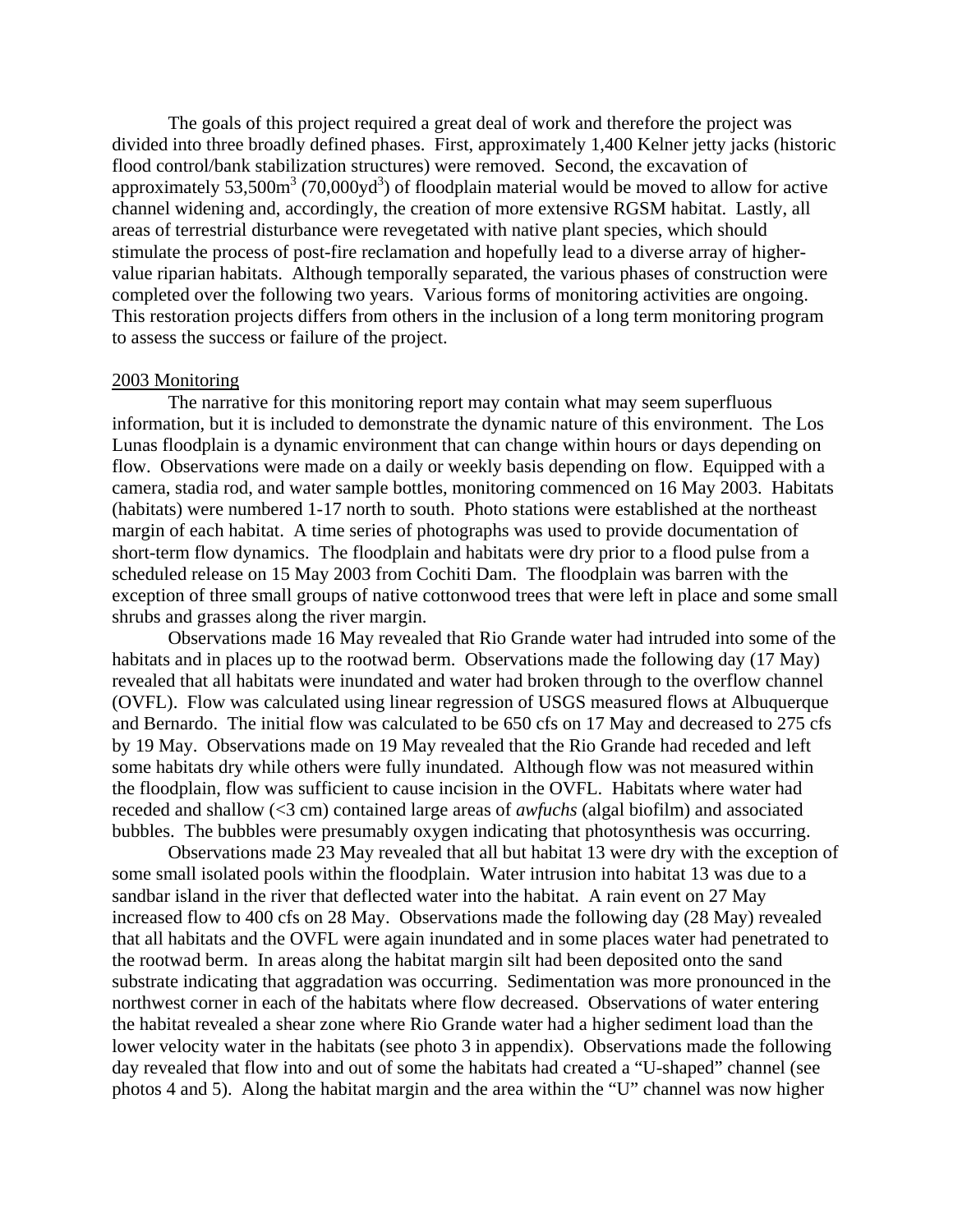The goals of this project required a great deal of work and therefore the project was divided into three broadly defined phases. First, approximately 1,400 Kelner jetty jacks (historic flood control/bank stabilization structures) were removed. Second, the excavation of approximately 53,500m$^3$ (70,000yd$^3$) of floodplain material would be moved to allow for active channel widening and, accordingly, the creation of more extensive RGSM habitat. Lastly, all areas of terrestrial disturbance were revegetated with native plant species, which should stimulate the process of post-fire reclamation and hopefully lead to a diverse array of higher-value riparian habitats. Although temporally separated, the various phases of construction were completed over the following two years. Various forms of monitoring activities are ongoing. This restoration projects differs from others in the inclusion of a long term monitoring program to assess the success or failure of the project.

## 2003 Monitoring

The narrative for this monitoring report may contain what may seem superfluous information, but it is included to demonstrate the dynamic nature of this environment. The Los Lunas floodplain is a dynamic environment that can change within hours or days depending on flow. Observations were made on a daily or weekly basis depending on flow. Equipped with a camera, stadia rod, and water sample bottles, monitoring commenced on 16 May 2003. Habitats (habitats) were numbered 1-17 north to south. Photo stations were established at the northeast margin of each habitat. A time series of photographs was used to provide documentation of short-term flow dynamics. The floodplain and habitats were dry prior to a flood pulse from a scheduled release on 15 May 2003 from Cochiti Dam. The floodplain was barren with the exception of three small groups of native cottonwood trees that were left in place and some small shrubs and grasses along the river margin.

Observations made 16 May revealed that Rio Grande water had intruded into some of the habitats and in places up to the rootwad berm. Observations made the following day (17 May) revealed that all habitats were inundated and water had broken through to the overflow channel (OVFL). Flow was calculated using linear regression of USGS measured flows at Albuquerque and Bernardo. The initial flow was calculated to be 650 cfs on 17 May and decreased to 275 cfs by 19 May. Observations made on 19 May revealed that the Rio Grande had receded and left some habitats dry while others were fully inundated. Although flow was not measured within the floodplain, flow was sufficient to cause incision in the OVFL. Habitats where water had receded and shallow (<3 cm) contained large areas of *awfuchs* (algal biofilm) and associated bubbles. The bubbles were presumably oxygen indicating that photosynthesis was occurring.

Observations made 23 May revealed that all but habitat 13 were dry with the exception of some small isolated pools within the floodplain. Water intrusion into habitat 13 was due to a sandbar island in the river that deflected water into the habitat. A rain event on 27 May increased flow to 400 cfs on 28 May. Observations made the following day (28 May) revealed that all habitats and the OVFL were again inundated and in some places water had penetrated to the rootwad berm. In areas along the habitat margin silt had been deposited onto the sand substrate indicating that aggradation was occurring. Sedimentation was more pronounced in the northwest corner in each of the habitats where flow decreased. Observations of water entering the habitat revealed a shear zone where Rio Grande water had a higher sediment load than the lower velocity water in the habitats (see photo 3 in appendix). Observations made the following day revealed that flow into and out of some the habitats had created a "U-shaped" channel (see photos 4 and 5). Along the habitat margin and the area within the "U" channel was now higher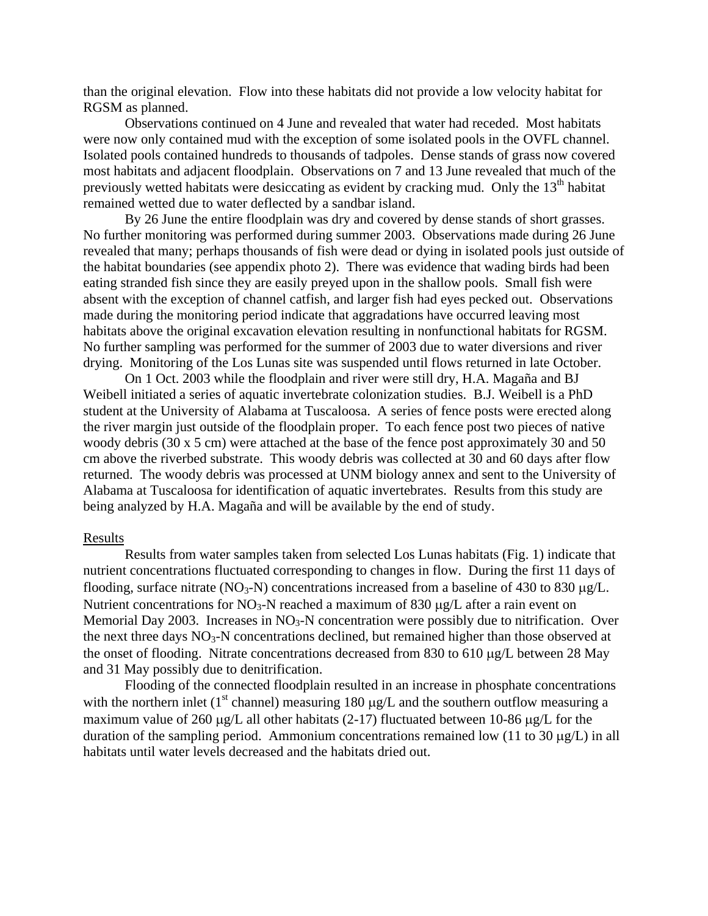than the original elevation. Flow into these habitats did not provide a low velocity habitat for RGSM as planned.

Observations continued on 4 June and revealed that water had receded. Most habitats were now only contained mud with the exception of some isolated pools in the OVFL channel. Isolated pools contained hundreds to thousands of tadpoles. Dense stands of grass now covered most habitats and adjacent floodplain. Observations on 7 and 13 June revealed that much of the previously wetted habitats were desiccating as evident by cracking mud. Only the 13$^{th}$ habitat remained wetted due to water deflected by a sandbar island.

By 26 June the entire floodplain was dry and covered by dense stands of short grasses. No further monitoring was performed during summer 2003. Observations made during 26 June revealed that many; perhaps thousands of fish were dead or dying in isolated pools just outside of the habitat boundaries (see appendix photo 2). There was evidence that wading birds had been eating stranded fish since they are easily preyed upon in the shallow pools. Small fish were absent with the exception of channel catfish, and larger fish had eyes pecked out. Observations made during the monitoring period indicate that aggradations have occurred leaving most habitats above the original excavation elevation resulting in nonfunctional habitats for RGSM. No further sampling was performed for the summer of 2003 due to water diversions and river drying. Monitoring of the Los Lunas site was suspended until flows returned in late October.

On 1 Oct. 2003 while the floodplain and river were still dry, H.A. Magaña and BJ Weibell initiated a series of aquatic invertebrate colonization studies. B.J. Weibell is a PhD student at the University of Alabama at Tuscaloosa. A series of fence posts were erected along the river margin just outside of the floodplain proper. To each fence post two pieces of native woody debris (30 x 5 cm) were attached at the base of the fence post approximately 30 and 50 cm above the riverbed substrate. This woody debris was collected at 30 and 60 days after flow returned. The woody debris was processed at UNM biology annex and sent to the University of Alabama at Tuscaloosa for identification of aquatic invertebrates. Results from this study are being analyzed by H.A. Magaña and will be available by the end of study.

## Results

Results from water samples taken from selected Los Lunas habitats (Fig. 1) indicate that nutrient concentrations fluctuated corresponding to changes in flow. During the first 11 days of flooding, surface nitrate ($NO_3$-N) concentrations increased from a baseline of 430 to 830 μg/L. Nutrient concentrations for $NO_3$-N reached a maximum of 830 μg/L after a rain event on Memorial Day 2003. Increases in $NO_3$-N concentration were possibly due to nitrification. Over the next three days $NO_3$-N concentrations declined, but remained higher than those observed at the onset of flooding. Nitrate concentrations decreased from 830 to 610 μg/L between 28 May and 31 May possibly due to denitrification.

Flooding of the connected floodplain resulted in an increase in phosphate concentrations with the northern inlet (1$^{st}$ channel) measuring 180 μg/L and the southern outflow measuring a maximum value of 260 μg/L all other habitats (2-17) fluctuated between 10-86 μg/L for the duration of the sampling period. Ammonium concentrations remained low (11 to 30 μg/L) in all habitats until water levels decreased and the habitats dried out.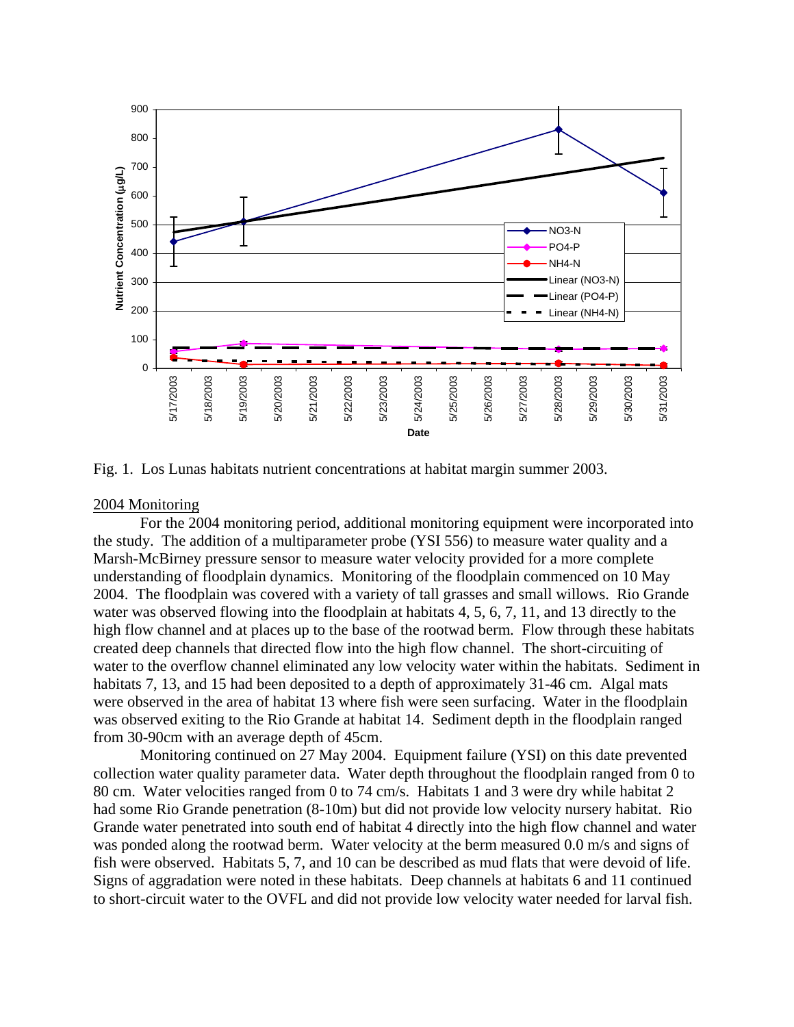Fig. 1. Los Lunas habitats nutrient concentrations at habitat margin summer 2003.

## 2004 Monitoring

For the 2004 monitoring period, additional monitoring equipment were incorporated into the study. The addition of a multiparameter probe (YSI 556) to measure water quality and a Marsh-McBirney pressure sensor to measure water velocity provided for a more complete understanding of floodplain dynamics. Monitoring of the floodplain commenced on 10 May 2004. The floodplain was covered with a variety of tall grasses and small willows. Rio Grande water was observed flowing into the floodplain at habitats 4, 5, 6, 7, 11, and 13 directly to the high flow channel and at places up to the base of the rootwad berm. Flow through these habitats created deep channels that directed flow into the high flow channel. The short-circuiting of water to the overflow channel eliminated any low velocity water within the habitats. Sediment in habitats 7, 13, and 15 had been deposited to a depth of approximately 31-46 cm. Algal mats were observed in the area of habitat 13 where fish were seen surfacing. Water in the floodplain was observed exiting to the Rio Grande at habitat 14. Sediment depth in the floodplain ranged from 30-90cm with an average depth of 45cm.

Monitoring continued on 27 May 2004. Equipment failure (YSI) on this date prevented collection water quality parameter data. Water depth throughout the floodplain ranged from 0 to 80 cm. Water velocities ranged from 0 to 74 cm/s. Habitats 1 and 3 were dry while habitat 2 had some Rio Grande penetration (8-10m) but did not provide low velocity nursery habitat. Rio Grande water penetrated into south end of habitat 4 directly into the high flow channel and water was ponded along the rootwad berm. Water velocity at the berm measured 0.0 m/s and signs of fish were observed. Habitats 5, 7, and 10 can be described as mud flats that were devoid of life. Signs of aggradation were noted in these habitats. Deep channels at habitats 6 and 11 continued to short-circuit water to the OVFL and did not provide low velocity water needed for larval fish.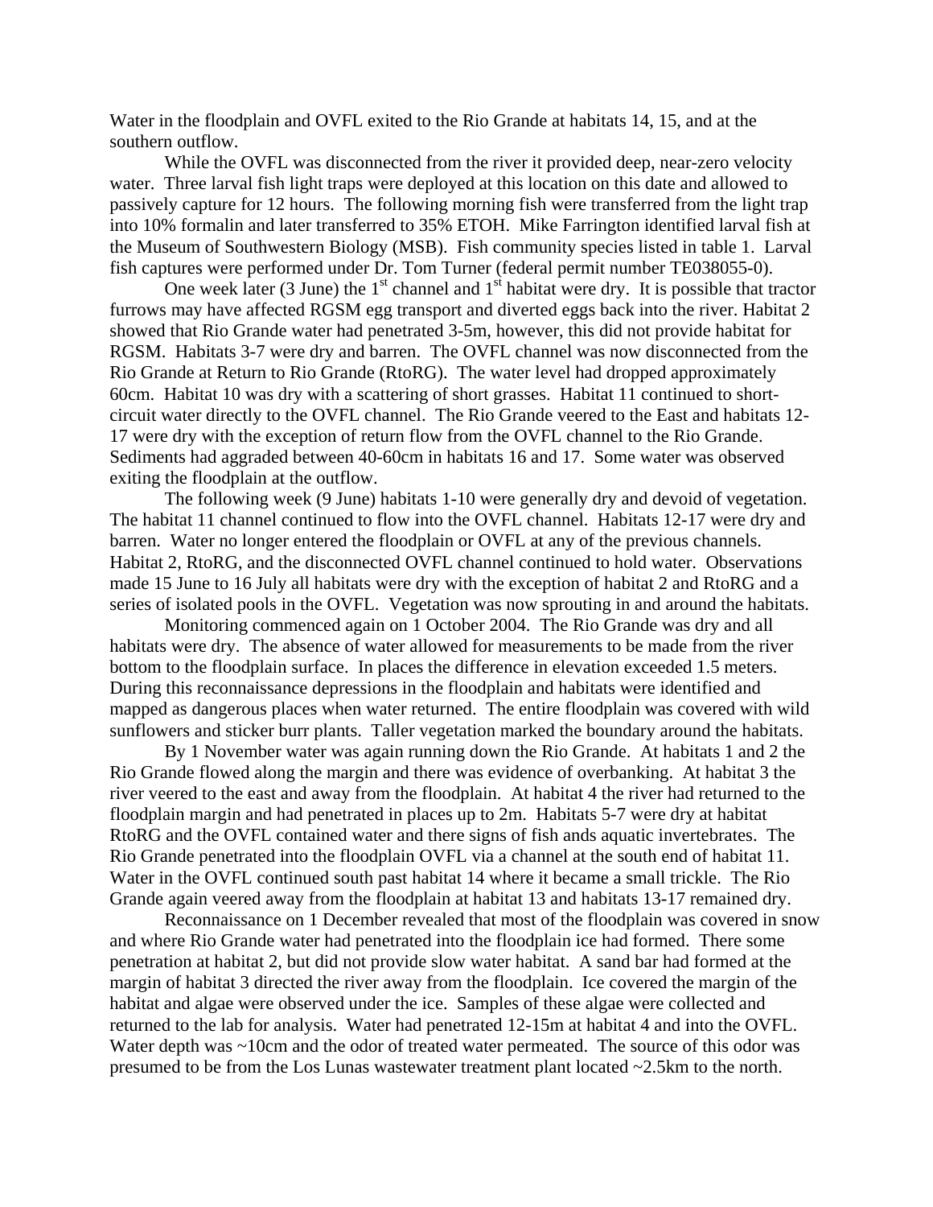Water in the floodplain and OVFL exited to the Rio Grande at habitats 14, 15, and at the southern outflow.

While the OVFL was disconnected from the river it provided deep, near-zero velocity water. Three larval fish light traps were deployed at this location on this date and allowed to passively capture for 12 hours. The following morning fish were transferred from the light trap into 10% formalin and later transferred to 35% ETOH. Mike Farrington identified larval fish at the Museum of Southwestern Biology (MSB). Fish community species listed in table 1. Larval fish captures were performed under Dr. Tom Turner (federal permit number TE038055-0).

One week later (3 June) the 1st channel and 1st habitat were dry. It is possible that tractor furrows may have affected RGSM egg transport and diverted eggs back into the river. Habitat 2 showed that Rio Grande water had penetrated 3-5m, however, this did not provide habitat for RGSM. Habitats 3-7 were dry and barren. The OVFL channel was now disconnected from the Rio Grande at Return to Rio Grande (RtoRG). The water level had dropped approximately 60cm. Habitat 10 was dry with a scattering of short grasses. Habitat 11 continued to short-circuit water directly to the OVFL channel. The Rio Grande veered to the East and habitats 12-17 were dry with the exception of return flow from the OVFL channel to the Rio Grande. Sediments had aggraded between 40-60cm in habitats 16 and 17. Some water was observed exiting the floodplain at the outflow.

The following week (9 June) habitats 1-10 were generally dry and devoid of vegetation. The habitat 11 channel continued to flow into the OVFL channel. Habitats 12-17 were dry and barren. Water no longer entered the floodplain or OVFL at any of the previous channels. Habitat 2, RtoRG, and the disconnected OVFL channel continued to hold water. Observations made 15 June to 16 July all habitats were dry with the exception of habitat 2 and RtoRG and a series of isolated pools in the OVFL. Vegetation was now sprouting in and around the habitats.

Monitoring commenced again on 1 October 2004. The Rio Grande was dry and all habitats were dry. The absence of water allowed for measurements to be made from the river bottom to the floodplain surface. In places the difference in elevation exceeded 1.5 meters. During this reconnaissance depressions in the floodplain and habitats were identified and mapped as dangerous places when water returned. The entire floodplain was covered with wild sunflowers and sticker burr plants. Taller vegetation marked the boundary around the habitats.

By 1 November water was again running down the Rio Grande. At habitats 1 and 2 the Rio Grande flowed along the margin and there was evidence of overbanking. At habitat 3 the river veered to the east and away from the floodplain. At habitat 4 the river had returned to the floodplain margin and had penetrated in places up to 2m. Habitats 5-7 were dry at habitat RtoRG and the OVFL contained water and there signs of fish ands aquatic invertebrates. The Rio Grande penetrated into the floodplain OVFL via a channel at the south end of habitat 11. Water in the OVFL continued south past habitat 14 where it became a small trickle. The Rio Grande again veered away from the floodplain at habitat 13 and habitats 13-17 remained dry.

Reconnaissance on 1 December revealed that most of the floodplain was covered in snow and where Rio Grande water had penetrated into the floodplain ice had formed. There some penetration at habitat 2, but did not provide slow water habitat. A sand bar had formed at the margin of habitat 3 directed the river away from the floodplain. Ice covered the margin of the habitat and algae were observed under the ice. Samples of these algae were collected and returned to the lab for analysis. Water had penetrated 12-15m at habitat 4 and into the OVFL. Water depth was ~10cm and the odor of treated water permeated. The source of this odor was presumed to be from the Los Lunas wastewater treatment plant located ~2.5km to the north.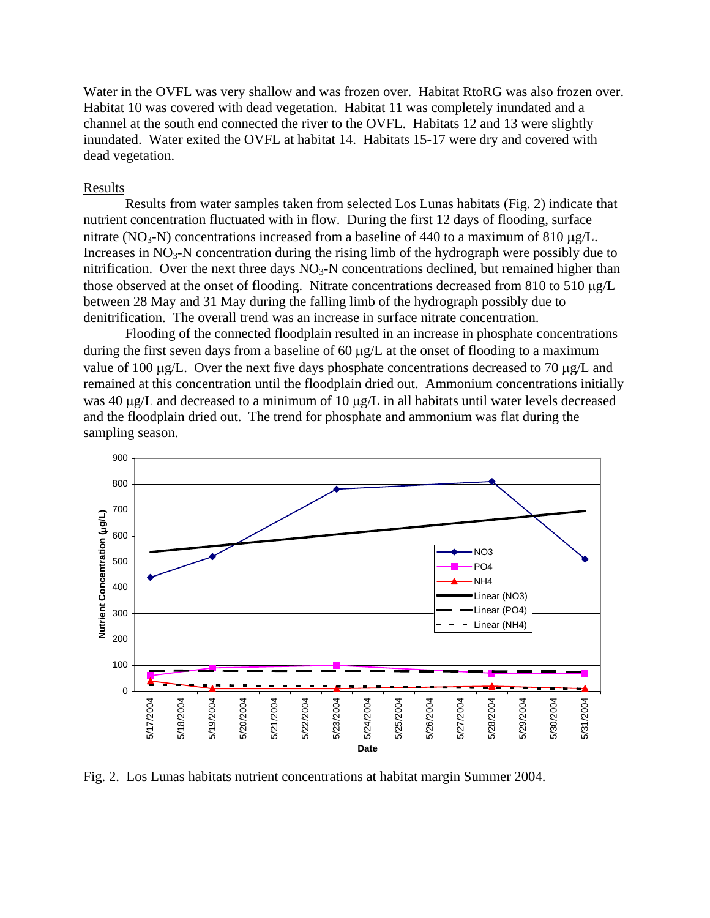Water in the OVFL was very shallow and was frozen over. Habitat RtoRG was also frozen over. Habitat 10 was covered with dead vegetation. Habitat 11 was completely inundated and a channel at the south end connected the river to the OVFL. Habitats 12 and 13 were slightly inundated. Water exited the OVFL at habitat 14. Habitats 15-17 were dry and covered with dead vegetation.

## Results

Results from water samples taken from selected Los Lunas habitats (Fig. 2) indicate that nutrient concentration fluctuated with in flow. During the first 12 days of flooding, surface nitrate ($NO_3$-N) concentrations increased from a baseline of 440 to a maximum of 810 μg/L. Increases in $NO_3$-N concentration during the rising limb of the hydrograph were possibly due to nitrification. Over the next three days $NO_3$-N concentrations declined, but remained higher than those observed at the onset of flooding. Nitrate concentrations decreased from 810 to 510 μg/L between 28 May and 31 May during the falling limb of the hydrograph possibly due to denitrification. The overall trend was an increase in surface nitrate concentration.

Flooding of the connected floodplain resulted in an increase in phosphate concentrations during the first seven days from a baseline of 60 μg/L at the onset of flooding to a maximum value of 100 μg/L. Over the next five days phosphate concentrations decreased to 70 μg/L and remained at this concentration until the floodplain dried out. Ammonium concentrations initially was 40 μg/L and decreased to a minimum of 10 μg/L in all habitats until water levels decreased and the floodplain dried out. The trend for phosphate and ammonium was flat during the sampling season.

Fig. 2. Los Lunas habitats nutrient concentrations at habitat margin Summer 2004.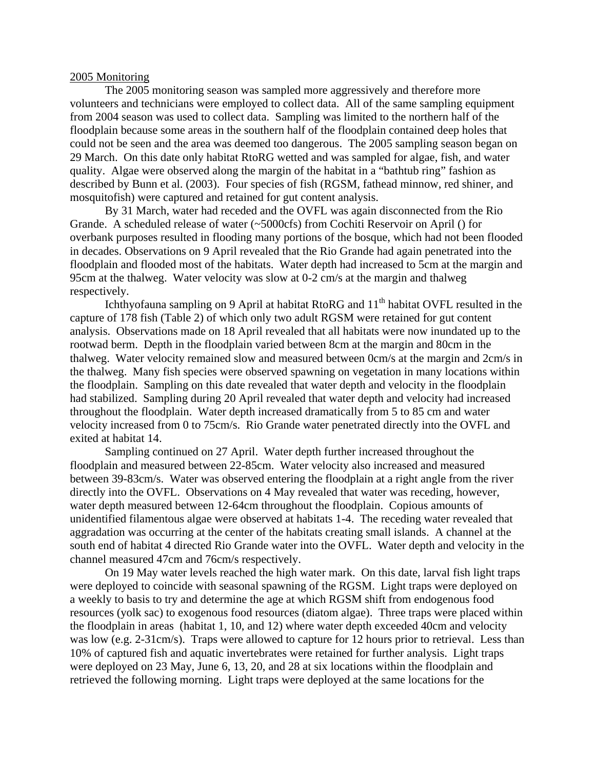2005 Monitoring

The 2005 monitoring season was sampled more aggressively and therefore more volunteers and technicians were employed to collect data. All of the same sampling equipment from 2004 season was used to collect data. Sampling was limited to the northern half of the floodplain because some areas in the southern half of the floodplain contained deep holes that could not be seen and the area was deemed too dangerous. The 2005 sampling season began on 29 March. On this date only habitat RtoRG wetted and was sampled for algae, fish, and water quality. Algae were observed along the margin of the habitat in a "bathtub ring" fashion as described by Bunn et al. (2003). Four species of fish (RGSM, fathead minnow, red shiner, and mosquitofish) were captured and retained for gut content analysis.

By 31 March, water had receded and the OVFL was again disconnected from the Rio Grande. A scheduled release of water (~5000cfs) from Cochiti Reservoir on April () for overbank purposes resulted in flooding many portions of the bosque, which had not been flooded in decades. Observations on 9 April revealed that the Rio Grande had again penetrated into the floodplain and flooded most of the habitats. Water depth had increased to 5cm at the margin and 95cm at the thalweg. Water velocity was slow at 0-2 cm/s at the margin and thalweg respectively.

Ichthyofauna sampling on 9 April at habitat RtoRG and 11th habitat OVFL resulted in the capture of 178 fish (Table 2) of which only two adult RGSM were retained for gut content analysis. Observations made on 18 April revealed that all habitats were now inundated up to the rootwad berm. Depth in the floodplain varied between 8cm at the margin and 80cm in the thalweg. Water velocity remained slow and measured between 0cm/s at the margin and 2cm/s in the thalweg. Many fish species were observed spawning on vegetation in many locations within the floodplain. Sampling on this date revealed that water depth and velocity in the floodplain had stabilized. Sampling during 20 April revealed that water depth and velocity had increased throughout the floodplain. Water depth increased dramatically from 5 to 85 cm and water velocity increased from 0 to 75cm/s. Rio Grande water penetrated directly into the OVFL and exited at habitat 14.

Sampling continued on 27 April. Water depth further increased throughout the floodplain and measured between 22-85cm. Water velocity also increased and measured between 39-83cm/s. Water was observed entering the floodplain at a right angle from the river directly into the OVFL. Observations on 4 May revealed that water was receding, however, water depth measured between 12-64cm throughout the floodplain. Copious amounts of unidentified filamentous algae were observed at habitats 1-4. The receding water revealed that aggradation was occurring at the center of the habitats creating small islands. A channel at the south end of habitat 4 directed Rio Grande water into the OVFL. Water depth and velocity in the channel measured 47cm and 76cm/s respectively.

On 19 May water levels reached the high water mark. On this date, larval fish light traps were deployed to coincide with seasonal spawning of the RGSM. Light traps were deployed on a weekly to basis to try and determine the age at which RGSM shift from endogenous food resources (yolk sac) to exogenous food resources (diatom algae). Three traps were placed within the floodplain in areas (habitat 1, 10, and 12) where water depth exceeded 40cm and velocity was low (e.g. 2-31cm/s). Traps were allowed to capture for 12 hours prior to retrieval. Less than 10% of captured fish and aquatic invertebrates were retained for further analysis. Light traps were deployed on 23 May, June 6, 13, 20, and 28 at six locations within the floodplain and retrieved the following morning. Light traps were deployed at the same locations for the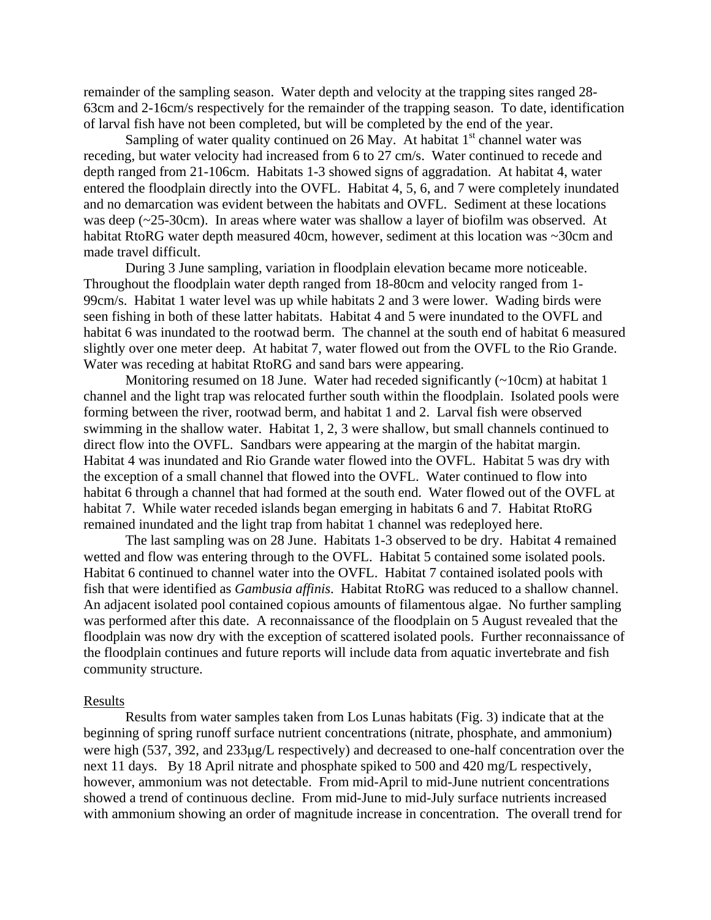remainder of the sampling season. Water depth and velocity at the trapping sites ranged 28-63cm and 2-16cm/s respectively for the remainder of the trapping season. To date, identification of larval fish have not been completed, but will be completed by the end of the year.

Sampling of water quality continued on 26 May. At habitat 1[st] channel water was receding, but water velocity had increased from 6 to 27 cm/s. Water continued to recede and depth ranged from 21-106cm. Habitats 1-3 showed signs of aggradation. At habitat 4, water entered the floodplain directly into the OVFL. Habitat 4, 5, 6, and 7 were completely inundated and no demarcation was evident between the habitats and OVFL. Sediment at these locations was deep (~25-30cm). In areas where water was shallow a layer of biofilm was observed. At habitat RtoRG water depth measured 40cm, however, sediment at this location was ~30cm and made travel difficult.

During 3 June sampling, variation in floodplain elevation became more noticeable. Throughout the floodplain water depth ranged from 18-80cm and velocity ranged from 1-99cm/s. Habitat 1 water level was up while habitats 2 and 3 were lower. Wading birds were seen fishing in both of these latter habitats. Habitat 4 and 5 were inundated to the OVFL and habitat 6 was inundated to the rootwad berm. The channel at the south end of habitat 6 measured slightly over one meter deep. At habitat 7, water flowed out from the OVFL to the Rio Grande. Water was receding at habitat RtoRG and sand bars were appearing.

Monitoring resumed on 18 June. Water had receded significantly (~10cm) at habitat 1 channel and the light trap was relocated further south within the floodplain. Isolated pools were forming between the river, rootwad berm, and habitat 1 and 2. Larval fish were observed swimming in the shallow water. Habitat 1, 2, 3 were shallow, but small channels continued to direct flow into the OVFL. Sandbars were appearing at the margin of the habitat margin. Habitat 4 was inundated and Rio Grande water flowed into the OVFL. Habitat 5 was dry with the exception of a small channel that flowed into the OVFL. Water continued to flow into habitat 6 through a channel that had formed at the south end. Water flowed out of the OVFL at habitat 7. While water receded islands began emerging in habitats 6 and 7. Habitat RtoRG remained inundated and the light trap from habitat 1 channel was redeployed here.

The last sampling was on 28 June. Habitats 1-3 observed to be dry. Habitat 4 remained wetted and flow was entering through to the OVFL. Habitat 5 contained some isolated pools. Habitat 6 continued to channel water into the OVFL. Habitat 7 contained isolated pools with fish that were identified as *Gambusia affinis*. Habitat RtoRG was reduced to a shallow channel. An adjacent isolated pool contained copious amounts of filamentous algae. No further sampling was performed after this date. A reconnaissance of the floodplain on 5 August revealed that the floodplain was now dry with the exception of scattered isolated pools. Further reconnaissance of the floodplain continues and future reports will include data from aquatic invertebrate and fish community structure.

## Results

Results from water samples taken from Los Lunas habitats (Fig. 3) indicate that at the beginning of spring runoff surface nutrient concentrations (nitrate, phosphate, and ammonium) were high (537, 392, and 233μg/L respectively) and decreased to one-half concentration over the next 11 days. By 18 April nitrate and phosphate spiked to 500 and 420 mg/L respectively, however, ammonium was not detectable. From mid-April to mid-June nutrient concentrations showed a trend of continuous decline. From mid-June to mid-July surface nutrients increased with ammonium showing an order of magnitude increase in concentration. The overall trend for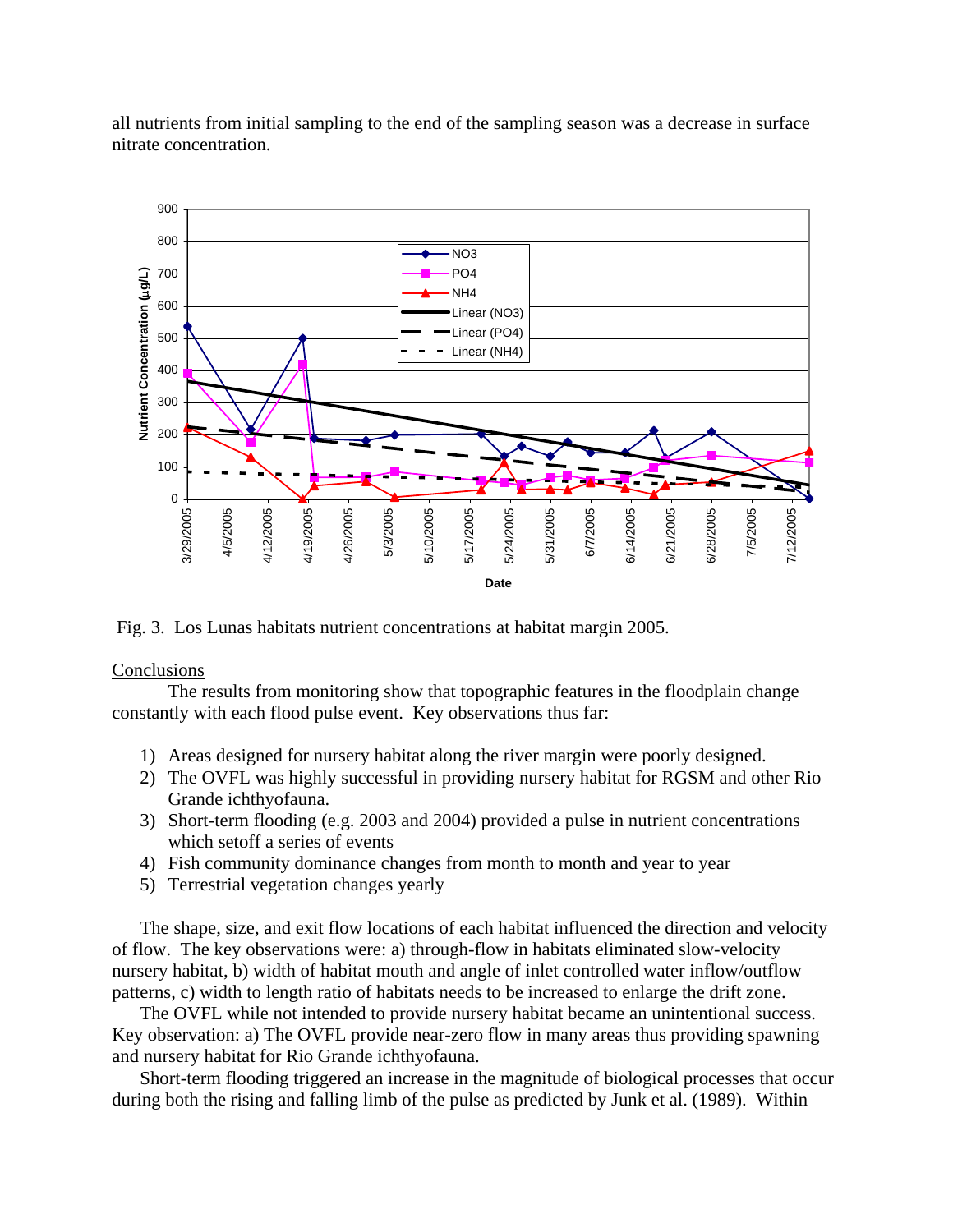all nutrients from initial sampling to the end of the sampling season was a decrease in surface nitrate concentration.

Fig. 3. Los Lunas habitats nutrient concentrations at habitat margin 2005.

## Conclusions

The results from monitoring show that topographic features in the floodplain change constantly with each flood pulse event. Key observations thus far:

1) Areas designed for nursery habitat along the river margin were poorly designed.
2) The OVFL was highly successful in providing nursery habitat for RGSM and other Rio Grande ichthyofauna.
3) Short-term flooding (e.g. 2003 and 2004) provided a pulse in nutrient concentrations which setoff a series of events
4) Fish community dominance changes from month to month and year to year
5) Terrestrial vegetation changes yearly

The shape, size, and exit flow locations of each habitat influenced the direction and velocity of flow. The key observations were: a) through-flow in habitats eliminated slow-velocity nursery habitat, b) width of habitat mouth and angle of inlet controlled water inflow/outflow patterns, c) width to length ratio of habitats needs to be increased to enlarge the drift zone.

The OVFL while not intended to provide nursery habitat became an unintentional success. Key observation: a) The OVFL provide near-zero flow in many areas thus providing spawning and nursery habitat for Rio Grande ichthyofauna.

Short-term flooding triggered an increase in the magnitude of biological processes that occur during both the rising and falling limb of the pulse as predicted by Junk et al. (1989). Within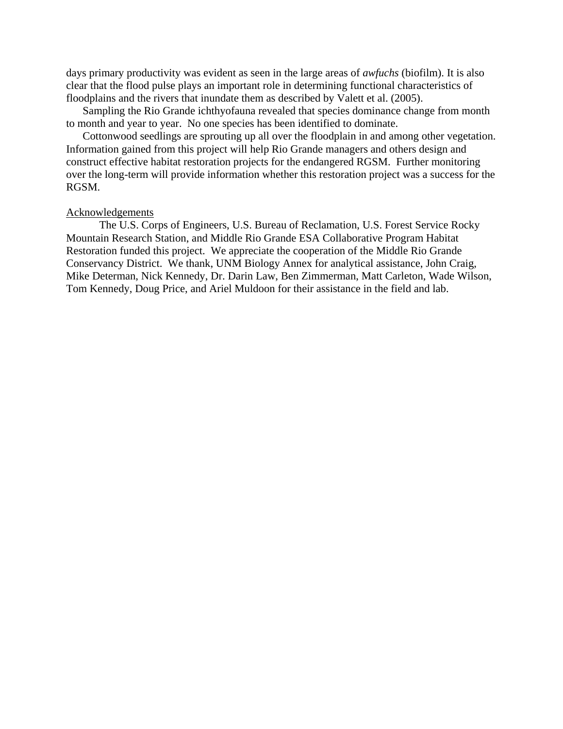days primary productivity was evident as seen in the large areas of *awfuchs* (biofilm). It is also clear that the flood pulse plays an important role in determining functional characteristics of floodplains and the rivers that inundate them as described by Valett et al. (2005).

Sampling the Rio Grande ichthyofauna revealed that species dominance change from month to month and year to year. No one species has been identified to dominate.

Cottonwood seedlings are sprouting up all over the floodplain in and among other vegetation. Information gained from this project will help Rio Grande managers and others design and construct effective habitat restoration projects for the endangered RGSM. Further monitoring over the long-term will provide information whether this restoration project was a success for the RGSM.

## Acknowledgements

The U.S. Corps of Engineers, U.S. Bureau of Reclamation, U.S. Forest Service Rocky Mountain Research Station, and Middle Rio Grande ESA Collaborative Program Habitat Restoration funded this project. We appreciate the cooperation of the Middle Rio Grande Conservancy District. We thank, UNM Biology Annex for analytical assistance, John Craig, Mike Determan, Nick Kennedy, Dr. Darin Law, Ben Zimmerman, Matt Carleton, Wade Wilson, Tom Kennedy, Doug Price, and Ariel Muldoon for their assistance in the field and lab.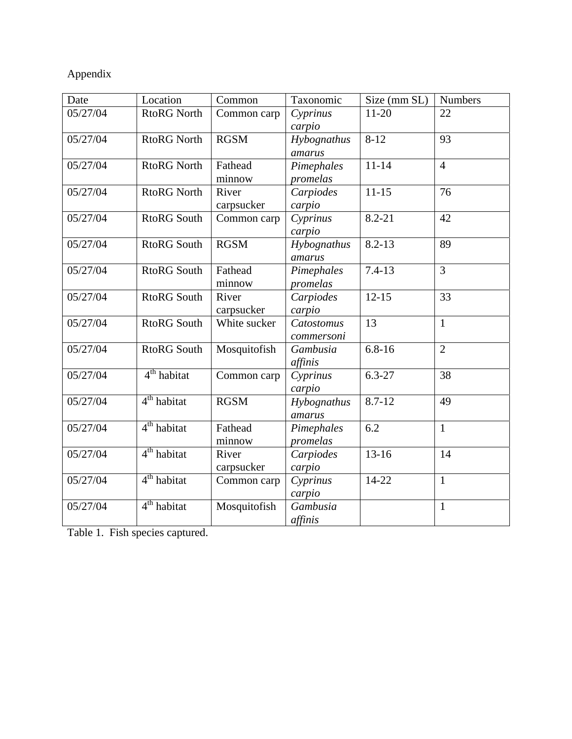Appendix

| Date | Location | Common | Taxonomic | Size (mm SL) | Numbers |
|---|---|---|---|---|---|
| 05/27/04 | RtoRG North | Common carp | *Cyprinus carpio* | 11-20 | 22 |
| 05/27/04 | RtoRG North | RGSM | *Hybognathus amarus* | 8-12 | 93 |
| 05/27/04 | RtoRG North | Fathead minnow | *Pimephales promelas* | 11-14 | 4 |
| 05/27/04 | RtoRG North | River carpsucker | *Carpiodes carpio* | 11-15 | 76 |
| 05/27/04 | RtoRG South | Common carp | *Cyprinus carpio* | 8.2-21 | 42 |
| 05/27/04 | RtoRG South | RGSM | *Hybognathus amarus* | 8.2-13 | 89 |
| 05/27/04 | RtoRG South | Fathead minnow | *Pimephales promelas* | 7.4-13 | 3 |
| 05/27/04 | RtoRG South | River carpsucker | *Carpiodes carpio* | 12-15 | 33 |
| 05/27/04 | RtoRG South | White sucker | *Catostomus commersoni* | 13 | 1 |
| 05/27/04 | RtoRG South | Mosquitofish | *Gambusia affinis* | 6.8-16 | 2 |
| 05/27/04 | 4th habitat | Common carp | *Cyprinus carpio* | 6.3-27 | 38 |
| 05/27/04 | 4th habitat | RGSM | *Hybognathus amarus* | 8.7-12 | 49 |
| 05/27/04 | 4th habitat | Fathead minnow | *Pimephales promelas* | 6.2 | 1 |
| 05/27/04 | 4th habitat | River carpsucker | *Carpiodes carpio* | 13-16 | 14 |
| 05/27/04 | 4th habitat | Common carp | *Cyprinus carpio* | 14-22 | 1 |
| 05/27/04 | 4th habitat | Mosquitofish | *Gambusia affinis* | | 1 |

Table 1. Fish species captured.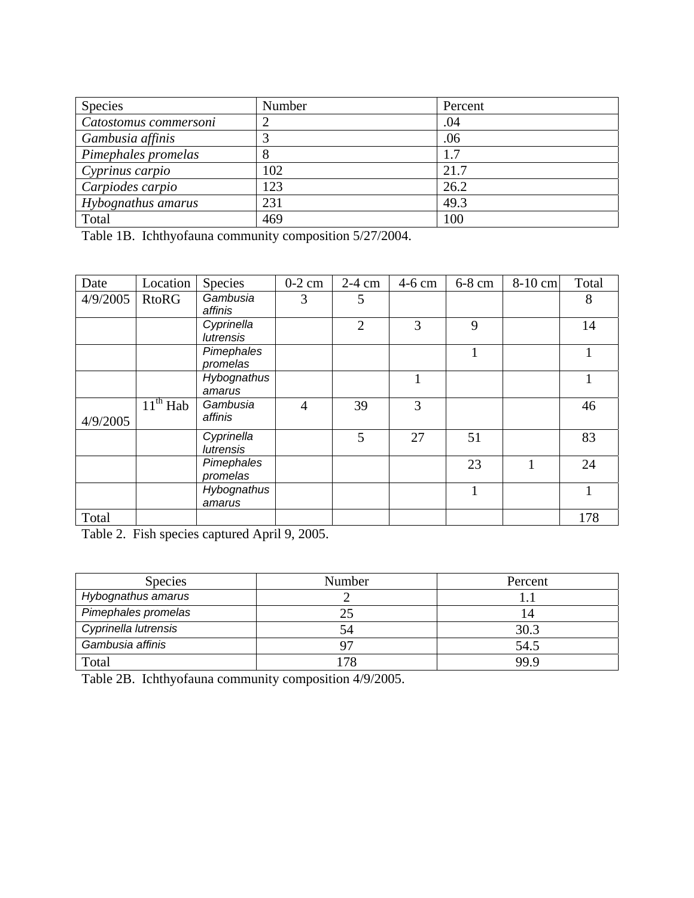| Species | Number | Percent |
| --- | --- | --- |
| *Catostomus commersoni* | 2 | .04 |
| *Gambusia affinis* | 3 | .06 |
| *Pimephales promelas* | 8 | 1.7 |
| *Cyprinus carpio* | 102 | 21.7 |
| *Carpiodes carpio* | 123 | 26.2 |
| *Hybognathus amarus* | 231 | 49.3 |
| Total | 469 | 100 |

Table 1B. Ichthyofauna community composition 5/27/2004.

| Date | Location | Species | 0-2 cm | 2-4 cm | 4-6 cm | 6-8 cm | 8-10 cm | Total |
| --- | --- | --- | --- | --- | --- | --- | --- | --- |
| 4/9/2005 | RtoRG | *Gambusia affinis* | 3 | 5 | | | | 8 |
| | | *Cyprinella lutrensis* | | 2 | 3 | 9 | | 14 |
| | | *Pimephales promelas* | | | | 1 | | 1 |
| | | *Hybognathus amarus* | | | 1 | | | 1 |
| 4/9/2005 | 11th Hab | *Gambusia affinis* | 4 | 39 | 3 | | | 46 |
| | | *Cyprinella lutrensis* | | 5 | 27 | 51 | | 83 |
| | | *Pimephales promelas* | | | | 23 | 1 | 24 |
| | | *Hybognathus amarus* | | | | 1 | | 1 |
| Total | | | | | | | | 178 |

Table 2. Fish species captured April 9, 2005.

| Species | Number | Percent |
| --- | --- | --- |
| *Hybognathus amarus* | 2 | 1.1 |
| *Pimephales promelas* | 25 | 14 |
| *Cyprinella lutrensis* | 54 | 30.3 |
| *Gambusia affinis* | 97 | 54.5 |
| Total | 178 | 99.9 |

Table 2B. Ichthyofauna community composition 4/9/2005.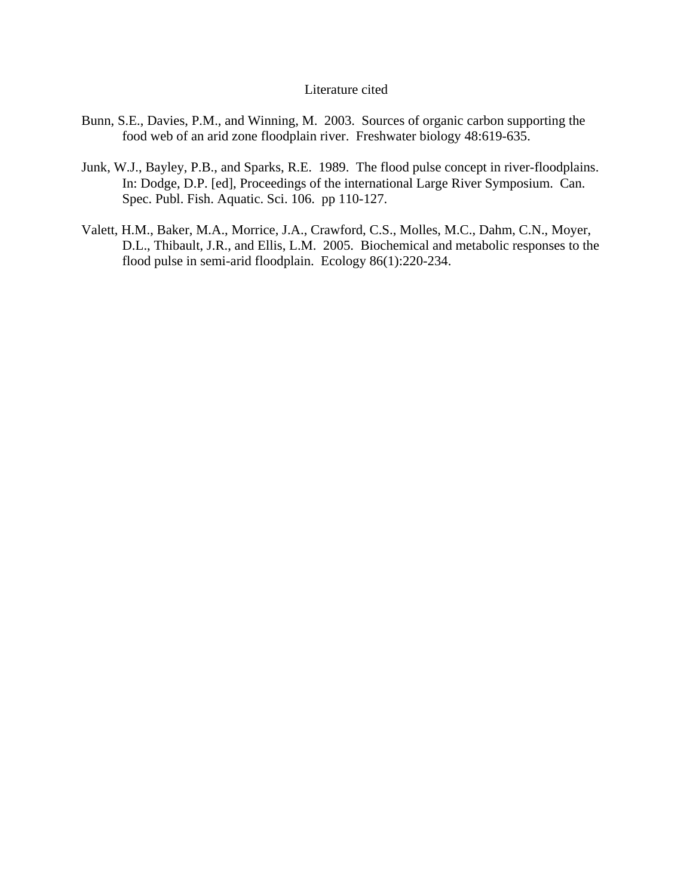# Literature cited

Bunn, S.E., Davies, P.M., and Winning, M. 2003. Sources of organic carbon supporting the food web of an arid zone floodplain river. Freshwater biology 48:619-635.

Junk, W.J., Bayley, P.B., and Sparks, R.E. 1989. The flood pulse concept in river-floodplains. In: Dodge, D.P. [ed], Proceedings of the international Large River Symposium. Can. Spec. Publ. Fish. Aquatic. Sci. 106. pp 110-127.

Valett, H.M., Baker, M.A., Morrice, J.A., Crawford, C.S., Molles, M.C., Dahm, C.N., Moyer, D.L., Thibault, J.R., and Ellis, L.M. 2005. Biochemical and metabolic responses to the flood pulse in semi-arid floodplain. Ecology 86(1):220-234.